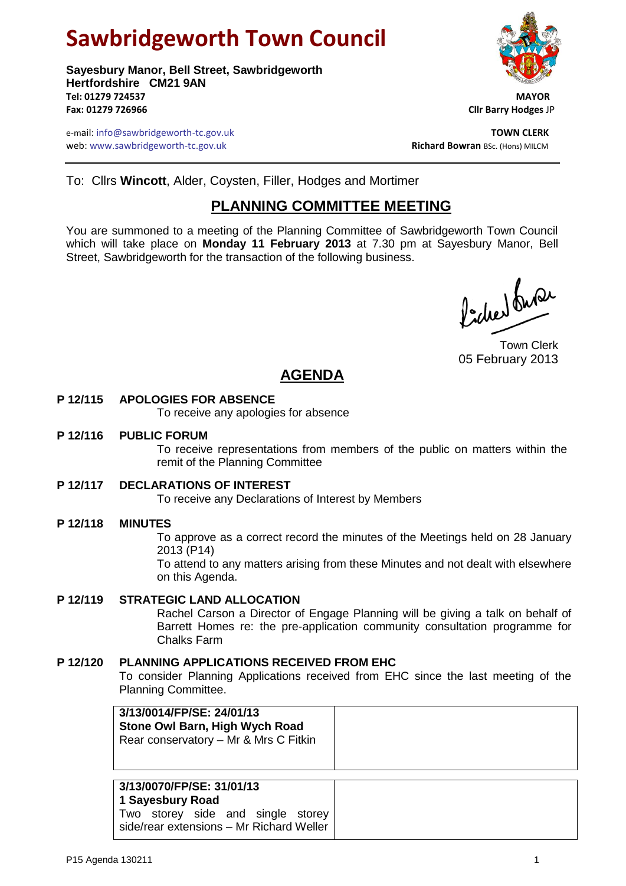# Sawbridgeworth Town Council

**Sayesbury Manor, Bell Street, Sawbridgeworth**
**Hertfordshire CM21 9AN**
**Tel: 01279 724537**
**Fax: 01279 726966**

**MAYOR**
**Cllr Barry Hodges** JP

e-mail: info@sawbridgeworth-tc.gov.uk
web: www.sawbridgeworth-tc.gov.uk

**TOWN CLERK**
**Richard Bowran** BSc. (Hons) MILCM

To: Cllrs **Wincott**, Alder, Coysten, Filler, Hodges and Mortimer

## PLANNING COMMITTEE MEETING

You are summoned to a meeting of the Planning Committee of Sawbridgeworth Town Council which will take place on **Monday 11 February 2013** at 7.30 pm at Sayesbury Manor, Bell Street, Sawbridgeworth for the transaction of the following business.

Town Clerk
05 February 2013

## AGENDA

**P 12/115 APOLOGIES FOR ABSENCE**
To receive any apologies for absence

**P 12/116 PUBLIC FORUM**
To receive representations from members of the public on matters within the remit of the Planning Committee

**P 12/117 DECLARATIONS OF INTEREST**
To receive any Declarations of Interest by Members

**P 12/118 MINUTES**
To approve as a correct record the minutes of the Meetings held on 28 January 2013 (P14)
To attend to any matters arising from these Minutes and not dealt with elsewhere on this Agenda.

**P 12/119 STRATEGIC LAND ALLOCATION**
Rachel Carson a Director of Engage Planning will be giving a talk on behalf of Barrett Homes re: the pre-application community consultation programme for Chalks Farm

**P 12/120 PLANNING APPLICATIONS RECEIVED FROM EHC**
To consider Planning Applications received from EHC since the last meeting of the Planning Committee.

| | |
|---|---|
| **3/13/0014/FP/SE: 24/01/13**<br>**Stone Owl Barn, High Wych Road**<br>Rear conservatory – Mr & Mrs C Fitkin | |

| | |
|---|---|
| **3/13/0070/FP/SE: 31/01/13**<br>**1 Sayesbury Road**<br>Two storey side and single storey side/rear extensions – Mr Richard Weller | |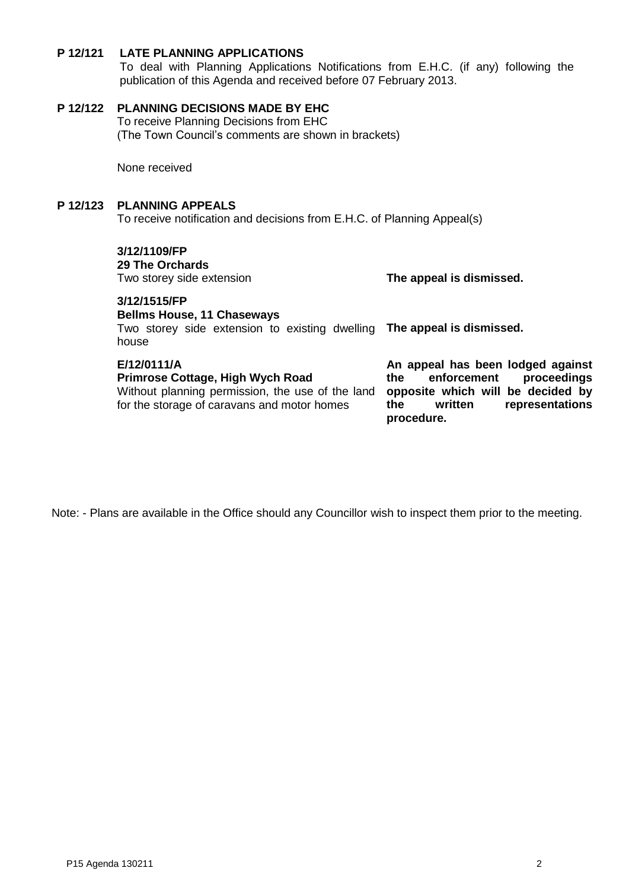**P 12/121 LATE PLANNING APPLICATIONS**

To deal with Planning Applications Notifications from E.H.C. (if any) following the publication of this Agenda and received before 07 February 2013.

**P 12/122 PLANNING DECISIONS MADE BY EHC**

To receive Planning Decisions from EHC
(The Town Council's comments are shown in brackets)

None received

**P 12/123 PLANNING APPEALS**

To receive notification and decisions from E.H.C. of Planning Appeal(s)

| | |
|---|---|
| **3/12/1109/FP**<br>**29 The Orchards**<br>Two storey side extension | **The appeal is dismissed.** |
| **3/12/1515/FP**<br>**Bellms House, 11 Chaseways**<br>Two storey side extension to existing dwelling house | **The appeal is dismissed.** |
| **E/12/0111/A**<br>**Primrose Cottage, High Wych Road**<br>Without planning permission, the use of the land for the storage of caravans and motor homes | **An appeal has been lodged against the enforcement proceedings opposite which will be decided by the written representations procedure.** |

Note: - Plans are available in the Office should any Councillor wish to inspect them prior to the meeting.